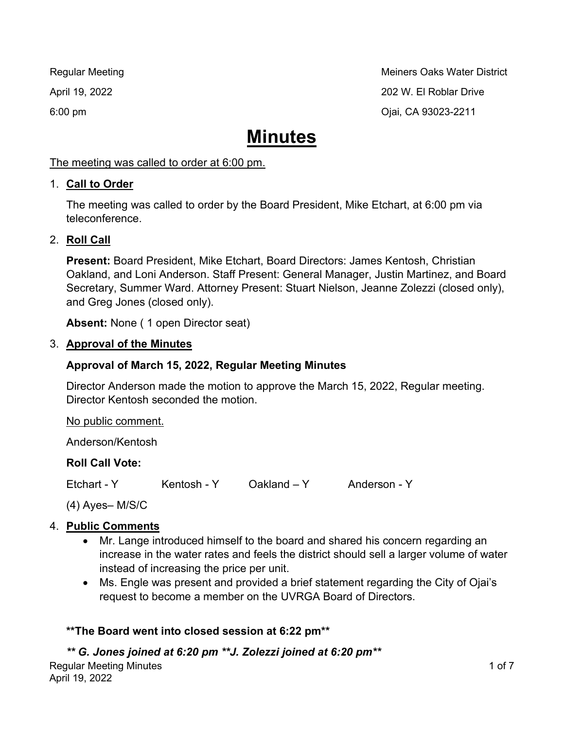Regular Meeting

April 19, 2022

6:00 pm

Meiners Oaks Water District

202 W. El Roblar Drive

Ojai, CA 93023-2211

# Minutes

The meeting was called to order at 6:00 pm.

1. **Call to Order**

   The meeting was called to order by the Board President, Mike Etchart, at 6:00 pm via teleconference.

2. **Roll Call**

   **Present:** Board President, Mike Etchart, Board Directors: James Kentosh, Christian Oakland, and Loni Anderson. Staff Present: General Manager, Justin Martinez, and Board Secretary, Summer Ward. Attorney Present: Stuart Nielson, Jeanne Zolezzi (closed only), and Greg Jones (closed only).

   **Absent:** None ( 1 open Director seat)

3. **Approval of the Minutes**

   **Approval of March 15, 2022, Regular Meeting Minutes**

   Director Anderson made the motion to approve the March 15, 2022, Regular meeting. Director Kentosh seconded the motion.

   No public comment.

   Anderson/Kentosh

   **Roll Call Vote:**

   Etchart - Y Kentosh - Y Oakland – Y Anderson - Y

   (4) Ayes– M/S/C

4. **Public Comments**
   - Mr. Lange introduced himself to the board and shared his concern regarding an increase in the water rates and feels the district should sell a larger volume of water instead of increasing the price per unit.
   - Ms. Engle was present and provided a brief statement regarding the City of Ojai's request to become a member on the UVRGA Board of Directors.

   **\*\*The Board went into closed session at 6:22 pm\*\***

   ***\*\* G. Jones joined at 6:20 pm \*\*J. Zolezzi joined at 6:20 pm\*\****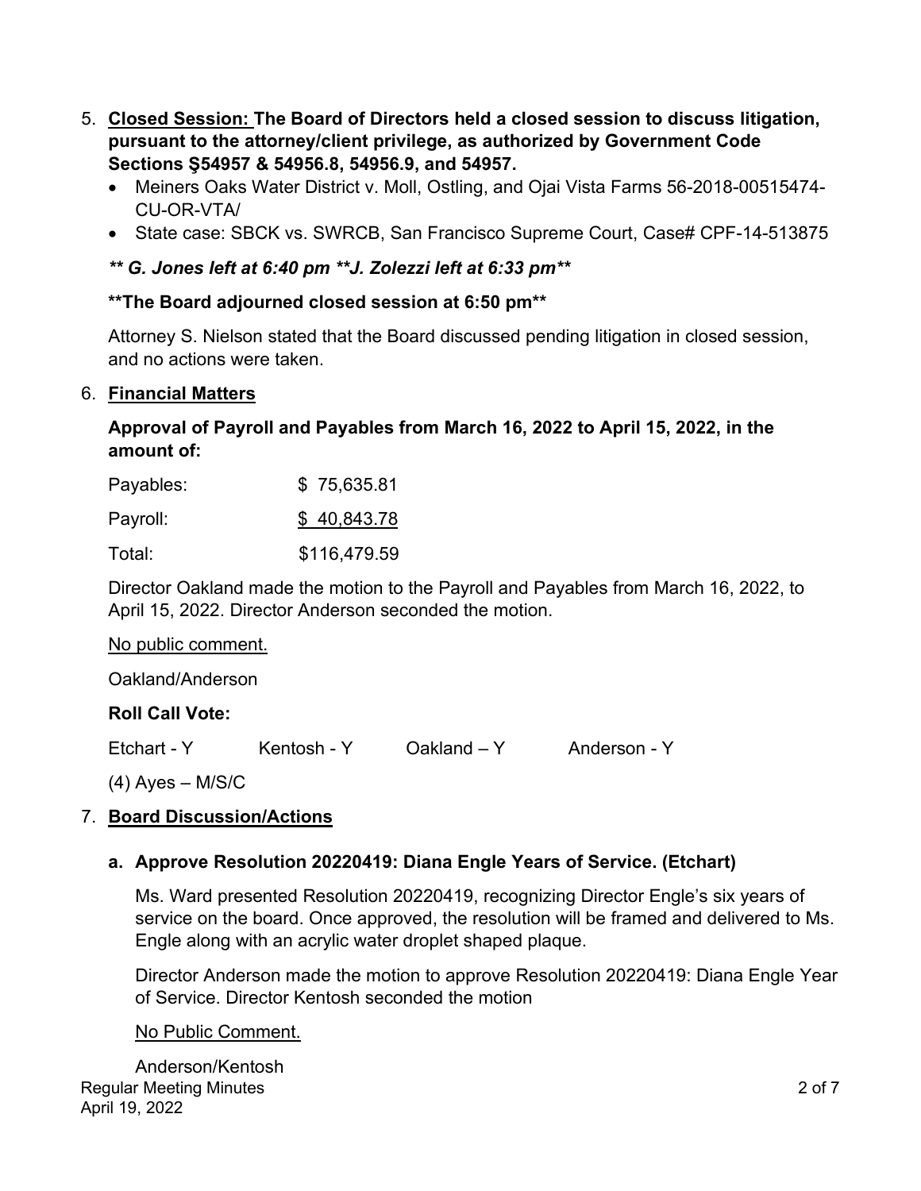5. **Closed Session: The Board of Directors held a closed session to discuss litigation, pursuant to the attorney/client privilege, as authorized by Government Code Sections Ş54957 & 54956.8, 54956.9, and 54957.**
   - Meiners Oaks Water District v. Moll, Ostling, and Ojai Vista Farms 56-2018-00515474-CU-OR-VTA/
   - State case: SBCK vs. SWRCB, San Francisco Supreme Court, Case# CPF-14-513875

   ***\*\* G. Jones left at 6:40 pm \*\*J. Zolezzi left at 6:33 pm\*\****

   **\*\*The Board adjourned closed session at 6:50 pm\*\***

   Attorney S. Nielson stated that the Board discussed pending litigation in closed session, and no actions were taken.

6. **Financial Matters**

   **Approval of Payroll and Payables from March 16, 2022 to April 15, 2022, in the amount of:**

   | | |
   |---|---|
   | Payables: | $ 75,635.81 |
   | Payroll: | $ 40,843.78 |
   | Total: | $116,479.59 |

   Director Oakland made the motion to the Payroll and Payables from March 16, 2022, to April 15, 2022. Director Anderson seconded the motion.

   No public comment.

   Oakland/Anderson

   **Roll Call Vote:**

   Etchart - Y    Kentosh - Y    Oakland – Y    Anderson - Y

   (4) Ayes – M/S/C

7. **Board Discussion/Actions**

   **a. Approve Resolution 20220419: Diana Engle Years of Service. (Etchart)**

   Ms. Ward presented Resolution 20220419, recognizing Director Engle's six years of service on the board. Once approved, the resolution will be framed and delivered to Ms. Engle along with an acrylic water droplet shaped plaque.

   Director Anderson made the motion to approve Resolution 20220419: Diana Engle Year of Service. Director Kentosh seconded the motion

   No Public Comment.

   Anderson/Kentosh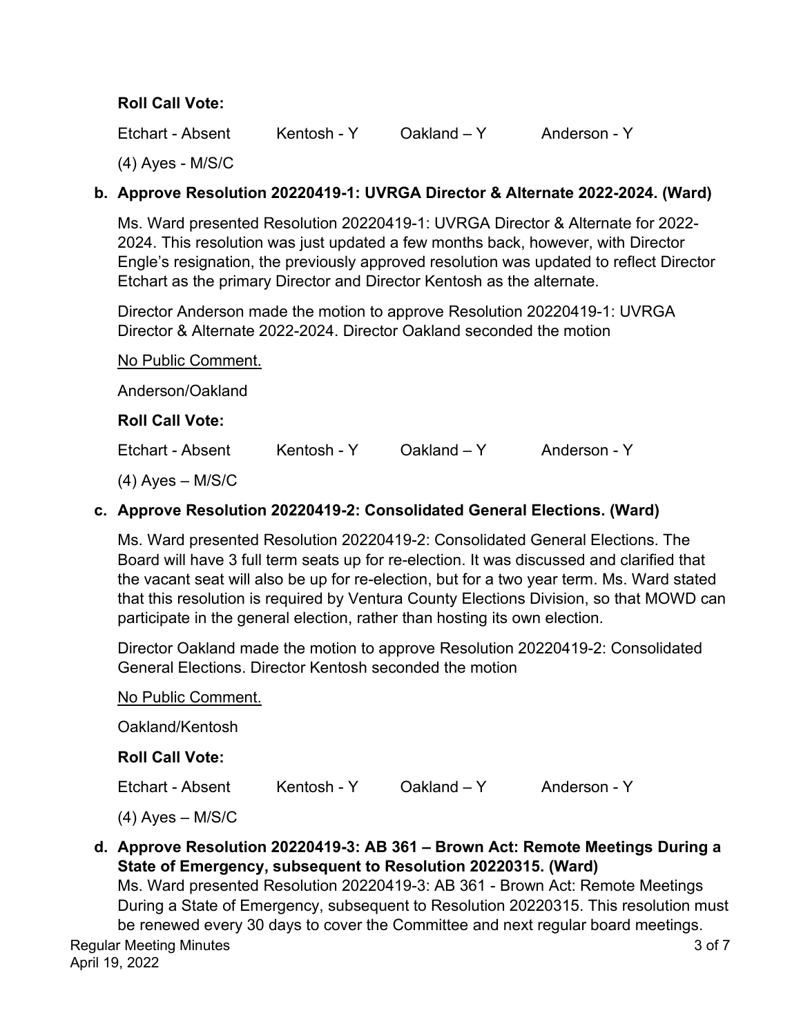**Roll Call Vote:**

Etchart - Absent    Kentosh - Y    Oakland – Y    Anderson - Y

(4) Ayes - M/S/C

**b. Approve Resolution 20220419-1: UVRGA Director & Alternate 2022-2024. (Ward)**

Ms. Ward presented Resolution 20220419-1: UVRGA Director & Alternate for 2022-2024. This resolution was just updated a few months back, however, with Director Engle's resignation, the previously approved resolution was updated to reflect Director Etchart as the primary Director and Director Kentosh as the alternate.

Director Anderson made the motion to approve Resolution 20220419-1: UVRGA Director & Alternate 2022-2024. Director Oakland seconded the motion

No Public Comment.

Anderson/Oakland

**Roll Call Vote:**

Etchart - Absent    Kentosh - Y    Oakland – Y    Anderson - Y

(4) Ayes – M/S/C

**c. Approve Resolution 20220419-2: Consolidated General Elections. (Ward)**

Ms. Ward presented Resolution 20220419-2: Consolidated General Elections. The Board will have 3 full term seats up for re-election. It was discussed and clarified that the vacant seat will also be up for re-election, but for a two year term. Ms. Ward stated that this resolution is required by Ventura County Elections Division, so that MOWD can participate in the general election, rather than hosting its own election.

Director Oakland made the motion to approve Resolution 20220419-2: Consolidated General Elections. Director Kentosh seconded the motion

No Public Comment.

Oakland/Kentosh

**Roll Call Vote:**

Etchart - Absent    Kentosh - Y    Oakland – Y    Anderson - Y

(4) Ayes – M/S/C

**d. Approve Resolution 20220419-3: AB 361 – Brown Act: Remote Meetings During a State of Emergency, subsequent to Resolution 20220315. (Ward)**

Ms. Ward presented Resolution 20220419-3: AB 361 - Brown Act: Remote Meetings During a State of Emergency, subsequent to Resolution 20220315. This resolution must be renewed every 30 days to cover the Committee and next regular board meetings.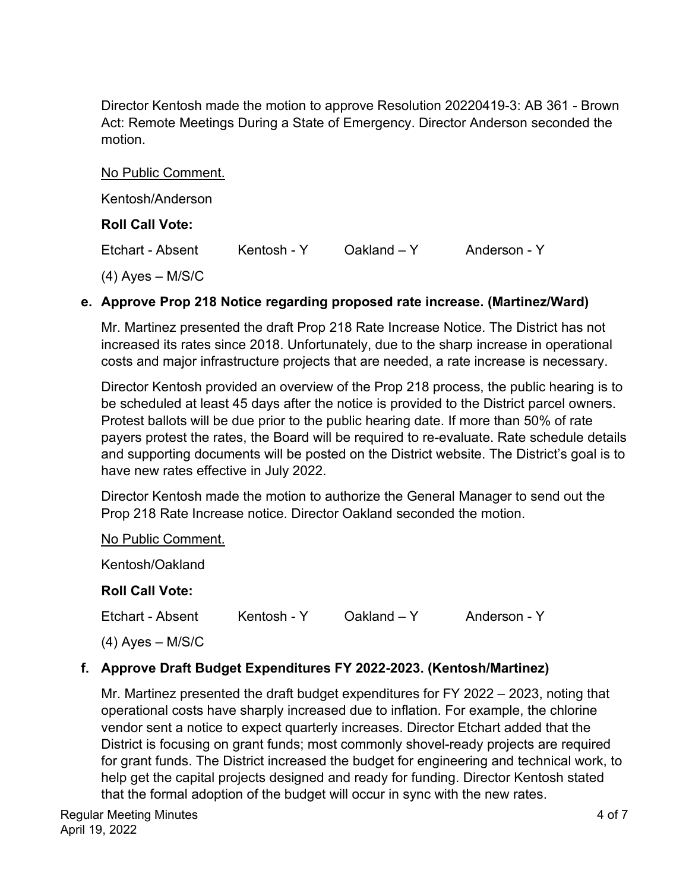Director Kentosh made the motion to approve Resolution 20220419-3: AB 361 - Brown Act: Remote Meetings During a State of Emergency. Director Anderson seconded the motion.

No Public Comment.

Kentosh/Anderson

**Roll Call Vote:**

Etchart - Absent    Kentosh - Y    Oakland – Y    Anderson - Y

(4) Ayes – M/S/C

**e. Approve Prop 218 Notice regarding proposed rate increase. (Martinez/Ward)**

Mr. Martinez presented the draft Prop 218 Rate Increase Notice. The District has not increased its rates since 2018. Unfortunately, due to the sharp increase in operational costs and major infrastructure projects that are needed, a rate increase is necessary.

Director Kentosh provided an overview of the Prop 218 process, the public hearing is to be scheduled at least 45 days after the notice is provided to the District parcel owners. Protest ballots will be due prior to the public hearing date. If more than 50% of rate payers protest the rates, the Board will be required to re-evaluate. Rate schedule details and supporting documents will be posted on the District website. The District's goal is to have new rates effective in July 2022.

Director Kentosh made the motion to authorize the General Manager to send out the Prop 218 Rate Increase notice. Director Oakland seconded the motion.

No Public Comment.

Kentosh/Oakland

**Roll Call Vote:**

Etchart - Absent    Kentosh - Y    Oakland – Y    Anderson - Y

(4) Ayes – M/S/C

**f. Approve Draft Budget Expenditures FY 2022-2023. (Kentosh/Martinez)**

Mr. Martinez presented the draft budget expenditures for FY 2022 – 2023, noting that operational costs have sharply increased due to inflation. For example, the chlorine vendor sent a notice to expect quarterly increases. Director Etchart added that the District is focusing on grant funds; most commonly shovel-ready projects are required for grant funds. The District increased the budget for engineering and technical work, to help get the capital projects designed and ready for funding. Director Kentosh stated that the formal adoption of the budget will occur in sync with the new rates.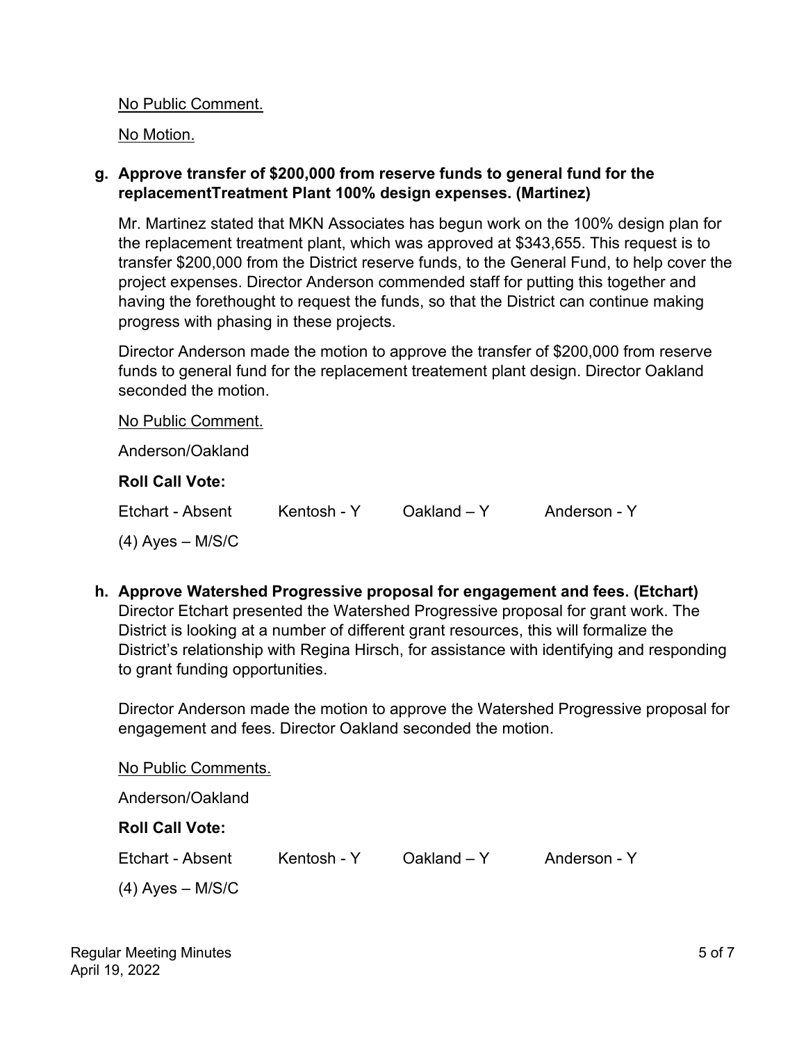No Public Comment.

No Motion.

**g. Approve transfer of $200,000 from reserve funds to general fund for the replacementTreatment Plant 100% design expenses. (Martinez)**

Mr. Martinez stated that MKN Associates has begun work on the 100% design plan for the replacement treatment plant, which was approved at $343,655. This request is to transfer $200,000 from the District reserve funds, to the General Fund, to help cover the project expenses. Director Anderson commended staff for putting this together and having the forethought to request the funds, so that the District can continue making progress with phasing in these projects.

Director Anderson made the motion to approve the transfer of $200,000 from reserve funds to general fund for the replacement treatement plant design. Director Oakland seconded the motion.

No Public Comment.

Anderson/Oakland

**Roll Call Vote:**

Etchart - Absent    Kentosh - Y    Oakland – Y    Anderson - Y

(4) Ayes – M/S/C

**h. Approve Watershed Progressive proposal for engagement and fees. (Etchart)**

Director Etchart presented the Watershed Progressive proposal for grant work. The District is looking at a number of different grant resources, this will formalize the District's relationship with Regina Hirsch, for assistance with identifying and responding to grant funding opportunities.

Director Anderson made the motion to approve the Watershed Progressive proposal for engagement and fees. Director Oakland seconded the motion.

No Public Comments.

Anderson/Oakland

**Roll Call Vote:**

Etchart - Absent    Kentosh - Y    Oakland – Y    Anderson - Y

(4) Ayes – M/S/C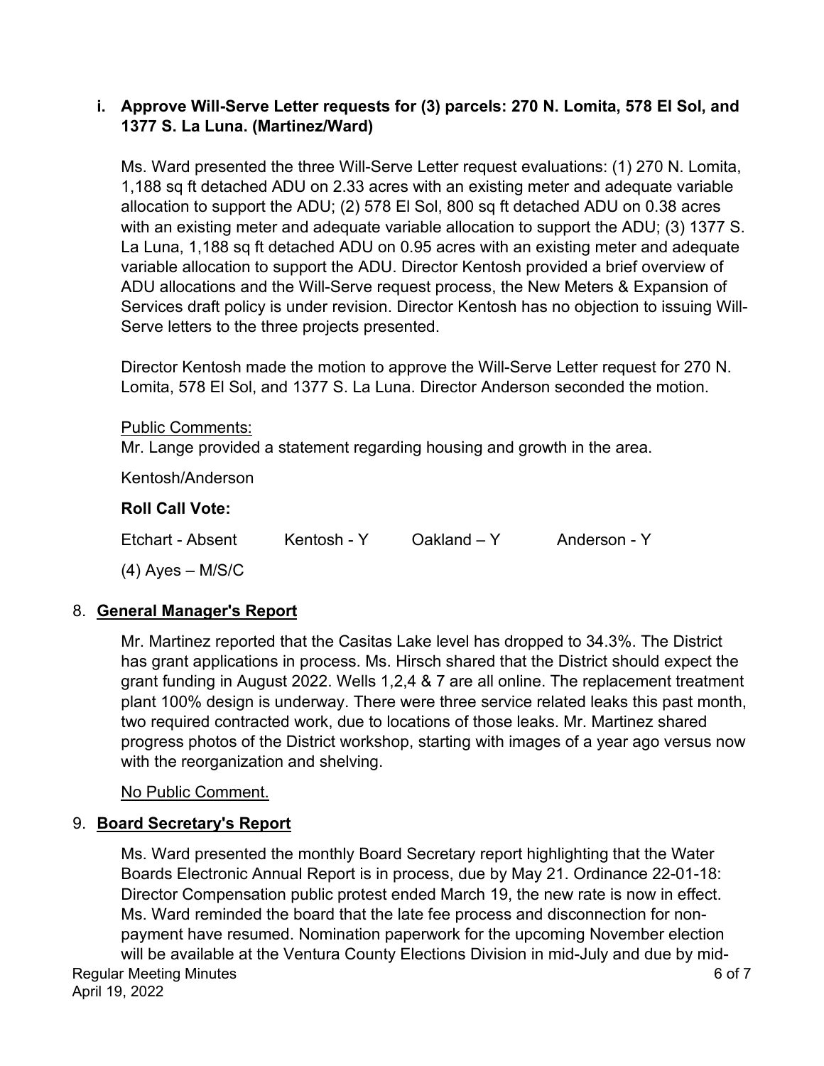**i. Approve Will-Serve Letter requests for (3) parcels: 270 N. Lomita, 578 El Sol, and 1377 S. La Luna. (Martinez/Ward)**

Ms. Ward presented the three Will-Serve Letter request evaluations: (1) 270 N. Lomita, 1,188 sq ft detached ADU on 2.33 acres with an existing meter and adequate variable allocation to support the ADU; (2) 578 El Sol, 800 sq ft detached ADU on 0.38 acres with an existing meter and adequate variable allocation to support the ADU; (3) 1377 S. La Luna, 1,188 sq ft detached ADU on 0.95 acres with an existing meter and adequate variable allocation to support the ADU. Director Kentosh provided a brief overview of ADU allocations and the Will-Serve request process, the New Meters & Expansion of Services draft policy is under revision. Director Kentosh has no objection to issuing Will-Serve letters to the three projects presented.

Director Kentosh made the motion to approve the Will-Serve Letter request for 270 N. Lomita, 578 El Sol, and 1377 S. La Luna. Director Anderson seconded the motion.

Public Comments:
Mr. Lange provided a statement regarding housing and growth in the area.

Kentosh/Anderson

**Roll Call Vote:**

Etchart - Absent    Kentosh - Y    Oakland – Y    Anderson - Y

(4) Ayes – M/S/C

8. **General Manager's Report**

Mr. Martinez reported that the Casitas Lake level has dropped to 34.3%. The District has grant applications in process. Ms. Hirsch shared that the District should expect the grant funding in August 2022. Wells 1,2,4 & 7 are all online. The replacement treatment plant 100% design is underway. There were three service related leaks this past month, two required contracted work, due to locations of those leaks. Mr. Martinez shared progress photos of the District workshop, starting with images of a year ago versus now with the reorganization and shelving.

No Public Comment.

9. **Board Secretary's Report**

Ms. Ward presented the monthly Board Secretary report highlighting that the Water Boards Electronic Annual Report is in process, due by May 21. Ordinance 22-01-18: Director Compensation public protest ended March 19, the new rate is now in effect. Ms. Ward reminded the board that the late fee process and disconnection for non-payment have resumed. Nomination paperwork for the upcoming November election will be available at the Ventura County Elections Division in mid-July and due by mid-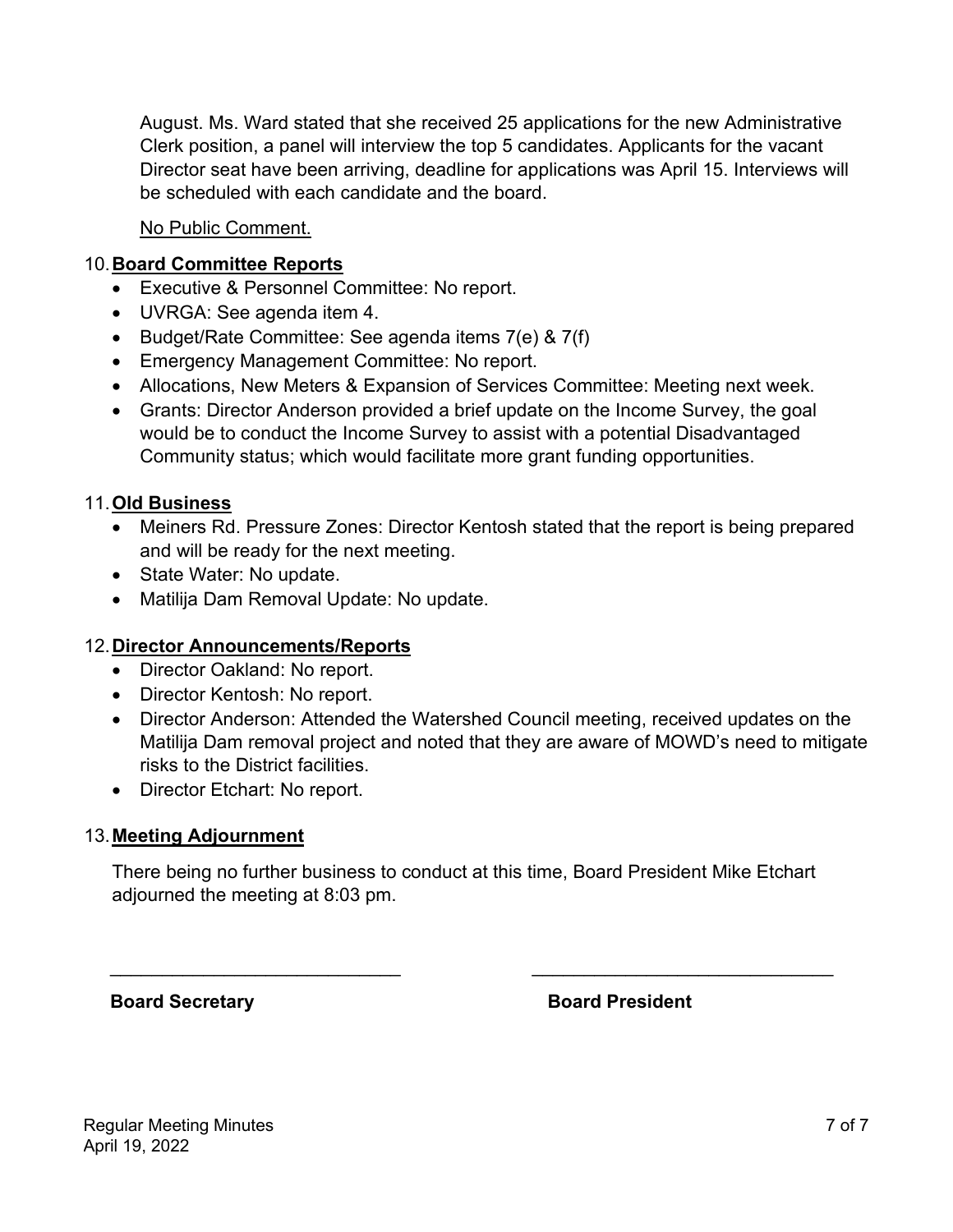August. Ms. Ward stated that she received 25 applications for the new Administrative Clerk position, a panel will interview the top 5 candidates. Applicants for the vacant Director seat have been arriving, deadline for applications was April 15. Interviews will be scheduled with each candidate and the board.

No Public Comment.

10. **Board Committee Reports**
    - Executive & Personnel Committee: No report.
    - UVRGA: See agenda item 4.
    - Budget/Rate Committee: See agenda items 7(e) & 7(f)
    - Emergency Management Committee: No report.
    - Allocations, New Meters & Expansion of Services Committee: Meeting next week.
    - Grants: Director Anderson provided a brief update on the Income Survey, the goal would be to conduct the Income Survey to assist with a potential Disadvantaged Community status; which would facilitate more grant funding opportunities.

11. **Old Business**
    - Meiners Rd. Pressure Zones: Director Kentosh stated that the report is being prepared and will be ready for the next meeting.
    - State Water: No update.
    - Matilija Dam Removal Update: No update.

12. **Director Announcements/Reports**
    - Director Oakland: No report.
    - Director Kentosh: No report.
    - Director Anderson: Attended the Watershed Council meeting, received updates on the Matilija Dam removal project and noted that they are aware of MOWD's need to mitigate risks to the District facilities.
    - Director Etchart: No report.

13. **Meeting Adjournment**

There being no further business to conduct at this time, Board President Mike Etchart adjourned the meeting at 8:03 pm.

_____________________________ _____________________________

**Board Secretary** **Board President**